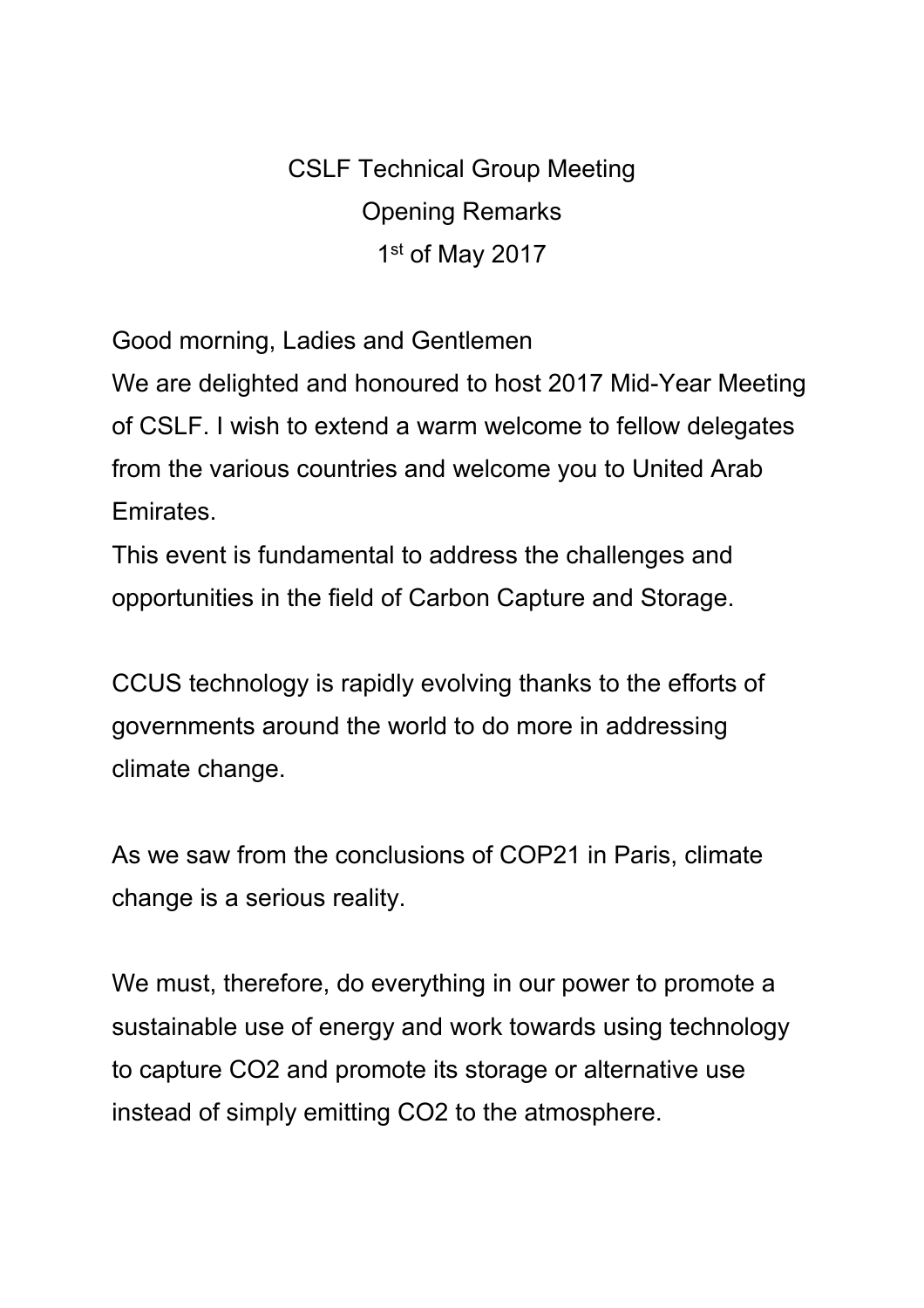CSLF Technical Group Meeting

Opening Remarks

1st of May 2017

Good morning, Ladies and Gentlemen

We are delighted and honoured to host 2017 Mid-Year Meeting of CSLF. I wish to extend a warm welcome to fellow delegates from the various countries and welcome you to United Arab Emirates.

This event is fundamental to address the challenges and opportunities in the field of Carbon Capture and Storage.

CCUS technology is rapidly evolving thanks to the efforts of governments around the world to do more in addressing climate change.

As we saw from the conclusions of COP21 in Paris, climate change is a serious reality.

We must, therefore, do everything in our power to promote a sustainable use of energy and work towards using technology to capture $CO_2$ and promote its storage or alternative use instead of simply emitting $CO_2$ to the atmosphere.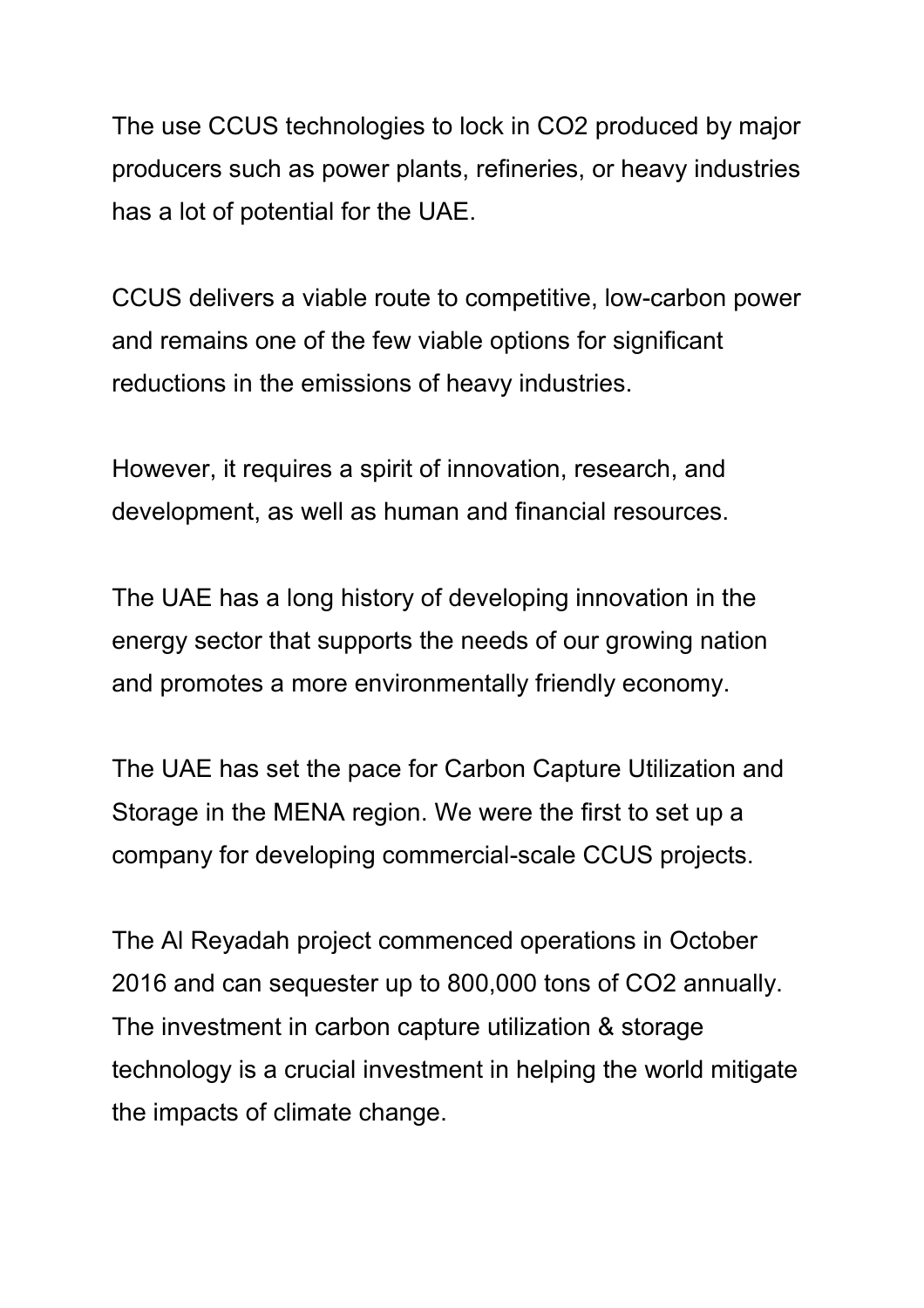The use CCUS technologies to lock in $CO_2$ produced by major producers such as power plants, refineries, or heavy industries has a lot of potential for the UAE.

CCUS delivers a viable route to competitive, low-carbon power and remains one of the few viable options for significant reductions in the emissions of heavy industries.

However, it requires a spirit of innovation, research, and development, as well as human and financial resources.

The UAE has a long history of developing innovation in the energy sector that supports the needs of our growing nation and promotes a more environmentally friendly economy.

The UAE has set the pace for Carbon Capture Utilization and Storage in the MENA region. We were the first to set up a company for developing commercial-scale CCUS projects.

The Al Reyadah project commenced operations in October 2016 and can sequester up to 800,000 tons of $CO_2$ annually. The investment in carbon capture utilization & storage technology is a crucial investment in helping the world mitigate the impacts of climate change.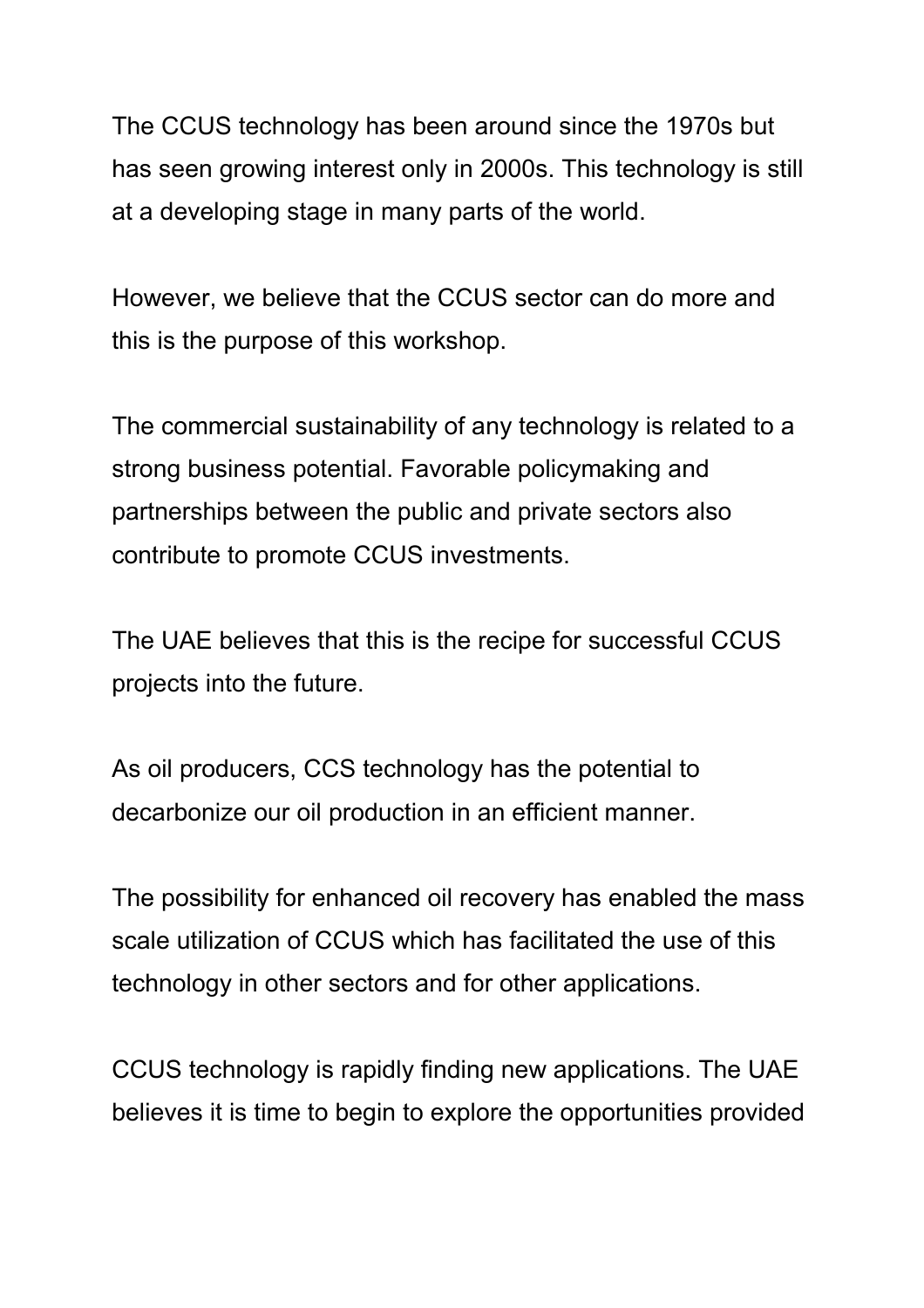The CCUS technology has been around since the 1970s but has seen growing interest only in 2000s. This technology is still at a developing stage in many parts of the world.

However, we believe that the CCUS sector can do more and this is the purpose of this workshop.

The commercial sustainability of any technology is related to a strong business potential. Favorable policymaking and partnerships between the public and private sectors also contribute to promote CCUS investments.

The UAE believes that this is the recipe for successful CCUS projects into the future.

As oil producers, CCS technology has the potential to decarbonize our oil production in an efficient manner.

The possibility for enhanced oil recovery has enabled the mass scale utilization of CCUS which has facilitated the use of this technology in other sectors and for other applications.

CCUS technology is rapidly finding new applications. The UAE believes it is time to begin to explore the opportunities provided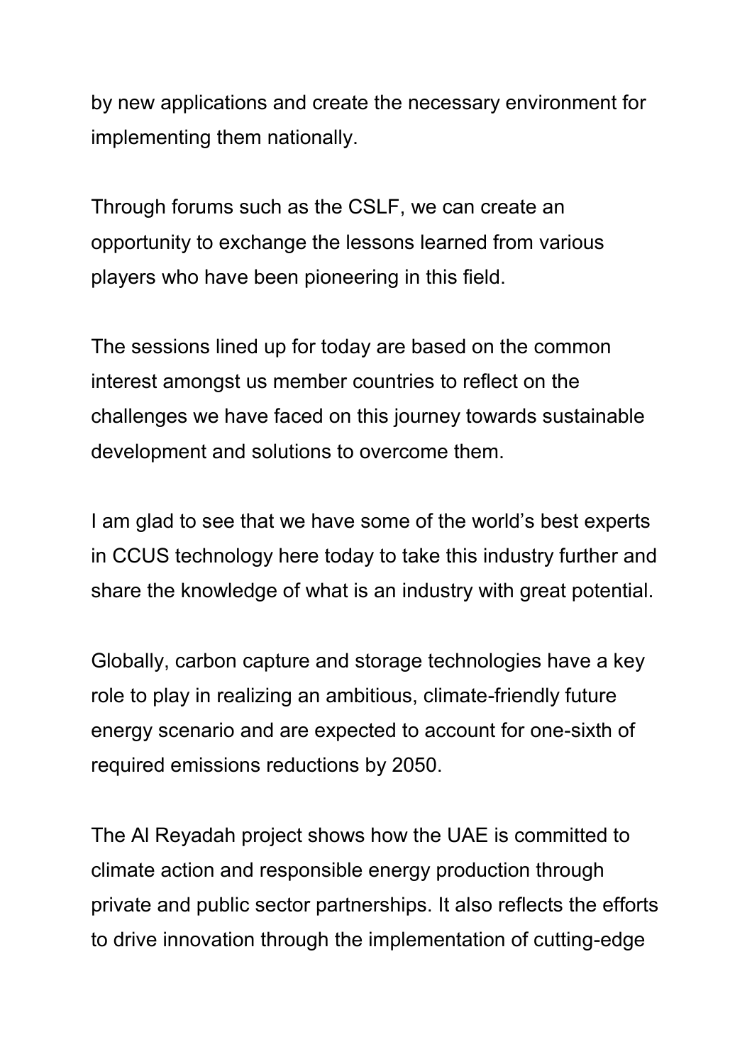by new applications and create the necessary environment for implementing them nationally.

Through forums such as the CSLF, we can create an opportunity to exchange the lessons learned from various players who have been pioneering in this field.

The sessions lined up for today are based on the common interest amongst us member countries to reflect on the challenges we have faced on this journey towards sustainable development and solutions to overcome them.

I am glad to see that we have some of the world's best experts in CCUS technology here today to take this industry further and share the knowledge of what is an industry with great potential.

Globally, carbon capture and storage technologies have a key role to play in realizing an ambitious, climate-friendly future energy scenario and are expected to account for one-sixth of required emissions reductions by 2050.

The Al Reyadah project shows how the UAE is committed to climate action and responsible energy production through private and public sector partnerships. It also reflects the efforts to drive innovation through the implementation of cutting-edge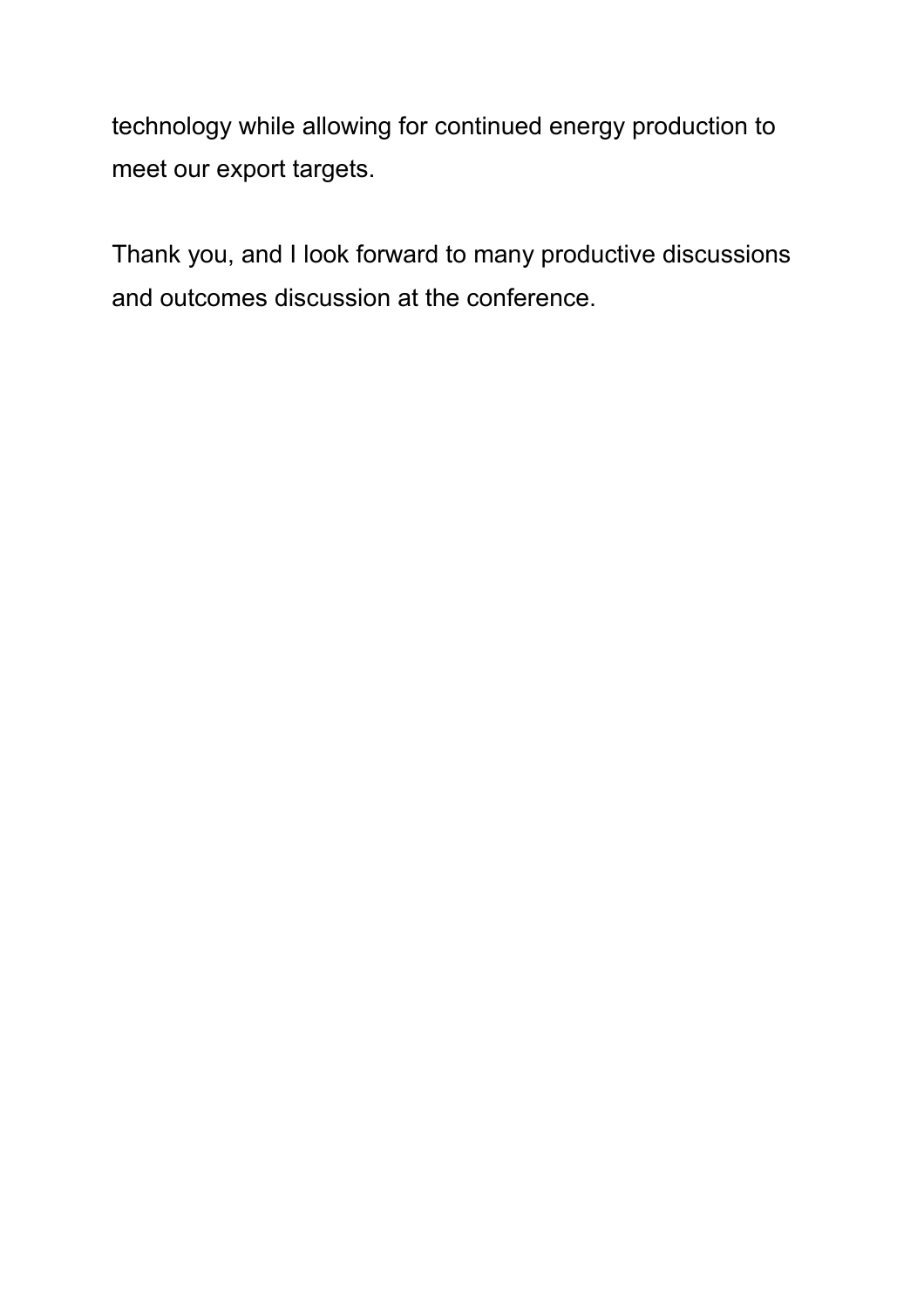technology while allowing for continued energy production to meet our export targets.

Thank you, and I look forward to many productive discussions and outcomes discussion at the conference.